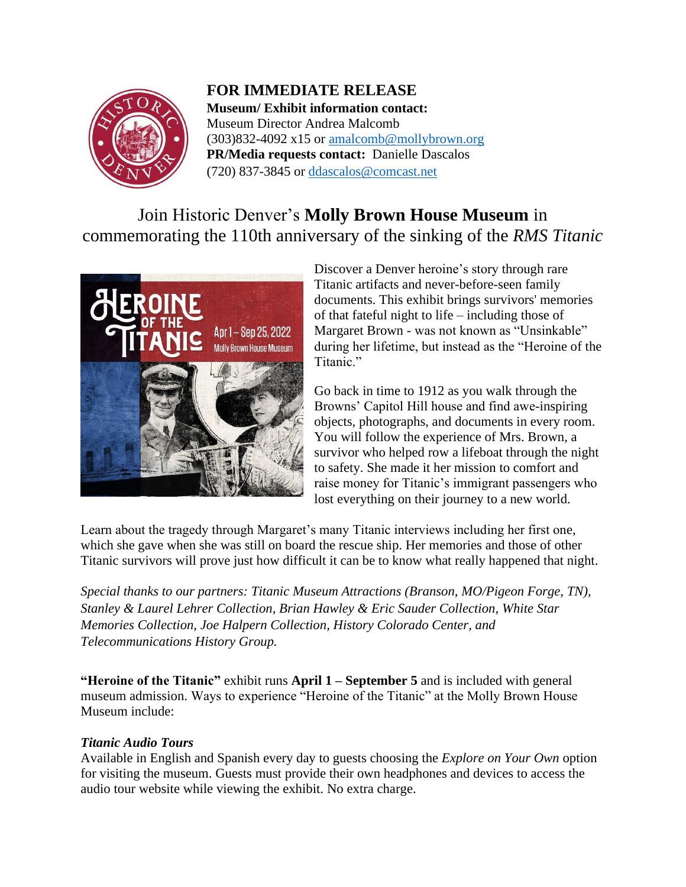**FOR IMMEDIATE RELEASE**

**Museum/ Exhibit information contact:**
Museum Director Andrea Malcomb
(303)832-4092 x15 or amalcomb@mollybrown.org
**PR/Media requests contact:** Danielle Dascalos
(720) 837-3845 or ddascalos@comcast.net

# Join Historic Denver's **Molly Brown House Museum** in commemorating the 110th anniversary of the sinking of the *RMS Titanic*

Discover a Denver heroine's story through rare Titanic artifacts and never-before-seen family documents. This exhibit brings survivors' memories of that fateful night to life – including those of Margaret Brown - was not known as "Unsinkable" during her lifetime, but instead as the "Heroine of the Titanic."

Go back in time to 1912 as you walk through the Browns' Capitol Hill house and find awe-inspiring objects, photographs, and documents in every room. You will follow the experience of Mrs. Brown, a survivor who helped row a lifeboat through the night to safety. She made it her mission to comfort and raise money for Titanic's immigrant passengers who lost everything on their journey to a new world.

Learn about the tragedy through Margaret's many Titanic interviews including her first one, which she gave when she was still on board the rescue ship. Her memories and those of other Titanic survivors will prove just how difficult it can be to know what really happened that night.

*Special thanks to our partners: Titanic Museum Attractions (Branson, MO/Pigeon Forge, TN), Stanley & Laurel Lehrer Collection, Brian Hawley & Eric Sauder Collection, White Star Memories Collection, Joe Halpern Collection, History Colorado Center, and Telecommunications History Group.*

**"Heroine of the Titanic"** exhibit runs **April 1 – September 5** and is included with general museum admission. Ways to experience "Heroine of the Titanic" at the Molly Brown House Museum include:

***Titanic Audio Tours***
Available in English and Spanish every day to guests choosing the *Explore on Your Own* option for visiting the museum. Guests must provide their own headphones and devices to access the audio tour website while viewing the exhibit. No extra charge.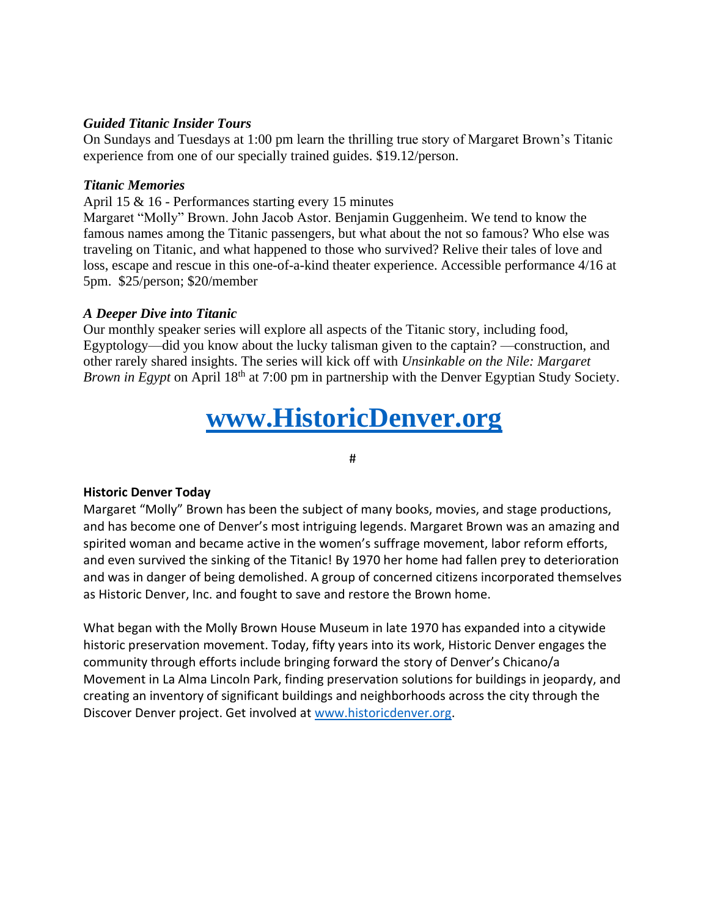***Guided Titanic Insider Tours***

On Sundays and Tuesdays at 1:00 pm learn the thrilling true story of Margaret Brown's Titanic experience from one of our specially trained guides. $19.12/person.

***Titanic Memories***

April 15 & 16 - Performances starting every 15 minutes

Margaret "Molly" Brown. John Jacob Astor. Benjamin Guggenheim. We tend to know the famous names among the Titanic passengers, but what about the not so famous? Who else was traveling on Titanic, and what happened to those who survived? Relive their tales of love and loss, escape and rescue in this one-of-a-kind theater experience. Accessible performance 4/16 at 5pm. $25/person; $20/member

***A Deeper Dive into Titanic***

Our monthly speaker series will explore all aspects of the Titanic story, including food, Egyptology—did you know about the lucky talisman given to the captain? —construction, and other rarely shared insights. The series will kick off with *Unsinkable on the Nile: Margaret Brown in Egypt* on April 18th at 7:00 pm in partnership with the Denver Egyptian Study Society.

# [www.HistoricDenver.org](http://www.HistoricDenver.org)

#

**Historic Denver Today**

Margaret "Molly" Brown has been the subject of many books, movies, and stage productions, and has become one of Denver's most intriguing legends. Margaret Brown was an amazing and spirited woman and became active in the women's suffrage movement, labor reform efforts, and even survived the sinking of the Titanic! By 1970 her home had fallen prey to deterioration and was in danger of being demolished. A group of concerned citizens incorporated themselves as Historic Denver, Inc. and fought to save and restore the Brown home.

What began with the Molly Brown House Museum in late 1970 has expanded into a citywide historic preservation movement. Today, fifty years into its work, Historic Denver engages the community through efforts include bringing forward the story of Denver's Chicano/a Movement in La Alma Lincoln Park, finding preservation solutions for buildings in jeopardy, and creating an inventory of significant buildings and neighborhoods across the city through the Discover Denver project. Get involved at [www.historicdenver.org](http://www.historicdenver.org).